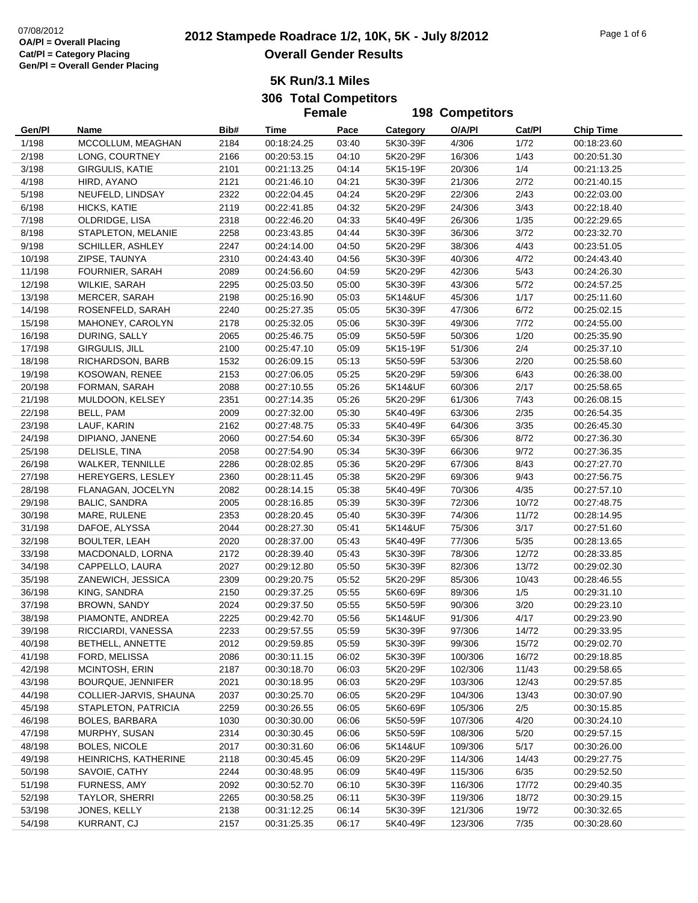07/08/2012
OA/Pl = Overall Placing
Cat/Pl = Category Placing
Gen/Pl = Overall Gender Placing

# 2012 Stampede Roadrace 1/2, 10K, 5K - July 8/2012

## Overall Gender Results

### 5K Run/3.1 Miles

### 306 Total Competitors

### Female 198 Competitors

| Gen/Pl | Name | Bib# | Time | Pace | Category | O/A/Pl | Cat/Pl | Chip Time |
|---|---|---|---|---|---|---|---|---|
| 1/198 | MCCOLLUM, MEAGHAN | 2184 | 00:18:24.25 | 03:40 | 5K30-39F | 4/306 | 1/72 | 00:18:23.60 |
| 2/198 | LONG, COURTNEY | 2166 | 00:20:53.15 | 04:10 | 5K20-29F | 16/306 | 1/43 | 00:20:51.30 |
| 3/198 | GIRGULIS, KATIE | 2101 | 00:21:13.25 | 04:14 | 5K15-19F | 20/306 | 1/4 | 00:21:13.25 |
| 4/198 | HIRD, AYANO | 2121 | 00:21:46.10 | 04:21 | 5K30-39F | 21/306 | 2/72 | 00:21:40.15 |
| 5/198 | NEUFELD, LINDSAY | 2322 | 00:22:04.45 | 04:24 | 5K20-29F | 22/306 | 2/43 | 00:22:03.00 |
| 6/198 | HICKS, KATIE | 2119 | 00:22:41.85 | 04:32 | 5K20-29F | 24/306 | 3/43 | 00:22:18.40 |
| 7/198 | OLDRIDGE, LISA | 2318 | 00:22:46.20 | 04:33 | 5K40-49F | 26/306 | 1/35 | 00:22:29.65 |
| 8/198 | STAPLETON, MELANIE | 2258 | 00:23:43.85 | 04:44 | 5K30-39F | 36/306 | 3/72 | 00:23:32.70 |
| 9/198 | SCHILLER, ASHLEY | 2247 | 00:24:14.00 | 04:50 | 5K20-29F | 38/306 | 4/43 | 00:23:51.05 |
| 10/198 | ZIPSE, TAUNYA | 2310 | 00:24:43.40 | 04:56 | 5K30-39F | 40/306 | 4/72 | 00:24:43.40 |
| 11/198 | FOURNIER, SARAH | 2089 | 00:24:56.60 | 04:59 | 5K20-29F | 42/306 | 5/43 | 00:24:26.30 |
| 12/198 | WILKIE, SARAH | 2295 | 00:25:03.50 | 05:00 | 5K30-39F | 43/306 | 5/72 | 00:24:57.25 |
| 13/198 | MERCER, SARAH | 2198 | 00:25:16.90 | 05:03 | 5K14&UF | 45/306 | 1/17 | 00:25:11.60 |
| 14/198 | ROSENFELD, SARAH | 2240 | 00:25:27.35 | 05:05 | 5K30-39F | 47/306 | 6/72 | 00:25:02.15 |
| 15/198 | MAHONEY, CAROLYN | 2178 | 00:25:32.05 | 05:06 | 5K30-39F | 49/306 | 7/72 | 00:24:55.00 |
| 16/198 | DURING, SALLY | 2065 | 00:25:46.75 | 05:09 | 5K50-59F | 50/306 | 1/20 | 00:25:35.90 |
| 17/198 | GIRGULIS, JILL | 2100 | 00:25:47.10 | 05:09 | 5K15-19F | 51/306 | 2/4 | 00:25:37.10 |
| 18/198 | RICHARDSON, BARB | 1532 | 00:26:09.15 | 05:13 | 5K50-59F | 53/306 | 2/20 | 00:25:58.60 |
| 19/198 | KOSOWAN, RENEE | 2153 | 00:27:06.05 | 05:25 | 5K20-29F | 59/306 | 6/43 | 00:26:38.00 |
| 20/198 | FORMAN, SARAH | 2088 | 00:27:10.55 | 05:26 | 5K14&UF | 60/306 | 2/17 | 00:25:58.65 |
| 21/198 | MULDOON, KELSEY | 2351 | 00:27:14.35 | 05:26 | 5K20-29F | 61/306 | 7/43 | 00:26:08.15 |
| 22/198 | BELL, PAM | 2009 | 00:27:32.00 | 05:30 | 5K40-49F | 63/306 | 2/35 | 00:26:54.35 |
| 23/198 | LAUF, KARIN | 2162 | 00:27:48.75 | 05:33 | 5K40-49F | 64/306 | 3/35 | 00:26:45.30 |
| 24/198 | DIPIANO, JANENE | 2060 | 00:27:54.60 | 05:34 | 5K30-39F | 65/306 | 8/72 | 00:27:36.30 |
| 25/198 | DELISLE, TINA | 2058 | 00:27:54.90 | 05:34 | 5K30-39F | 66/306 | 9/72 | 00:27:36.35 |
| 26/198 | WALKER, TENNILLE | 2286 | 00:28:02.85 | 05:36 | 5K20-29F | 67/306 | 8/43 | 00:27:27.70 |
| 27/198 | HEREYGERS, LESLEY | 2360 | 00:28:11.45 | 05:38 | 5K20-29F | 69/306 | 9/43 | 00:27:56.75 |
| 28/198 | FLANAGAN, JOCELYN | 2082 | 00:28:14.15 | 05:38 | 5K40-49F | 70/306 | 4/35 | 00:27:57.10 |
| 29/198 | BALIC, SANDRA | 2005 | 00:28:16.85 | 05:39 | 5K30-39F | 72/306 | 10/72 | 00:27:48.75 |
| 30/198 | MARE, RULENE | 2353 | 00:28:20.45 | 05:40 | 5K30-39F | 74/306 | 11/72 | 00:28:14.95 |
| 31/198 | DAFOE, ALYSSA | 2044 | 00:28:27.30 | 05:41 | 5K14&UF | 75/306 | 3/17 | 00:27:51.60 |
| 32/198 | BOULTER, LEAH | 2020 | 00:28:37.00 | 05:43 | 5K40-49F | 77/306 | 5/35 | 00:28:13.65 |
| 33/198 | MACDONALD, LORNA | 2172 | 00:28:39.40 | 05:43 | 5K30-39F | 78/306 | 12/72 | 00:28:33.85 |
| 34/198 | CAPPELLO, LAURA | 2027 | 00:29:12.80 | 05:50 | 5K30-39F | 82/306 | 13/72 | 00:29:02.30 |
| 35/198 | ZANEWICH, JESSICA | 2309 | 00:29:20.75 | 05:52 | 5K20-29F | 85/306 | 10/43 | 00:28:46.55 |
| 36/198 | KING, SANDRA | 2150 | 00:29:37.25 | 05:55 | 5K60-69F | 89/306 | 1/5 | 00:29:31.10 |
| 37/198 | BROWN, SANDY | 2024 | 00:29:37.50 | 05:55 | 5K50-59F | 90/306 | 3/20 | 00:29:23.10 |
| 38/198 | PIAMONTE, ANDREA | 2225 | 00:29:42.70 | 05:56 | 5K14&UF | 91/306 | 4/17 | 00:29:23.90 |
| 39/198 | RICCIARDI, VANESSA | 2233 | 00:29:57.55 | 05:59 | 5K30-39F | 97/306 | 14/72 | 00:29:33.95 |
| 40/198 | BETHELL, ANNETTE | 2012 | 00:29:59.85 | 05:59 | 5K30-39F | 99/306 | 15/72 | 00:29:02.70 |
| 41/198 | FORD, MELISSA | 2086 | 00:30:11.15 | 06:02 | 5K30-39F | 100/306 | 16/72 | 00:29:18.85 |
| 42/198 | MCINTOSH, ERIN | 2187 | 00:30:18.70 | 06:03 | 5K20-29F | 102/306 | 11/43 | 00:29:58.65 |
| 43/198 | BOURQUE, JENNIFER | 2021 | 00:30:18.95 | 06:03 | 5K20-29F | 103/306 | 12/43 | 00:29:57.85 |
| 44/198 | COLLIER-JARVIS, SHAUNA | 2037 | 00:30:25.70 | 06:05 | 5K20-29F | 104/306 | 13/43 | 00:30:07.90 |
| 45/198 | STAPLETON, PATRICIA | 2259 | 00:30:26.55 | 06:05 | 5K60-69F | 105/306 | 2/5 | 00:30:15.85 |
| 46/198 | BOLES, BARBARA | 1030 | 00:30:30.00 | 06:06 | 5K50-59F | 107/306 | 4/20 | 00:30:24.10 |
| 47/198 | MURPHY, SUSAN | 2314 | 00:30:30.45 | 06:06 | 5K50-59F | 108/306 | 5/20 | 00:29:57.15 |
| 48/198 | BOLES, NICOLE | 2017 | 00:30:31.60 | 06:06 | 5K14&UF | 109/306 | 5/17 | 00:30:26.00 |
| 49/198 | HEINRICHS, KATHERINE | 2118 | 00:30:45.45 | 06:09 | 5K20-29F | 114/306 | 14/43 | 00:29:27.75 |
| 50/198 | SAVOIE, CATHY | 2244 | 00:30:48.95 | 06:09 | 5K40-49F | 115/306 | 6/35 | 00:29:52.50 |
| 51/198 | FURNESS, AMY | 2092 | 00:30:52.70 | 06:10 | 5K30-39F | 116/306 | 17/72 | 00:29:40.35 |
| 52/198 | TAYLOR, SHERRI | 2265 | 00:30:58.25 | 06:11 | 5K30-39F | 119/306 | 18/72 | 00:30:29.15 |
| 53/198 | JONES, KELLY | 2138 | 00:31:12.25 | 06:14 | 5K30-39F | 121/306 | 19/72 | 00:30:32.65 |
| 54/198 | KURRANT, CJ | 2157 | 00:31:25.35 | 06:17 | 5K40-49F | 123/306 | 7/35 | 00:30:28.60 |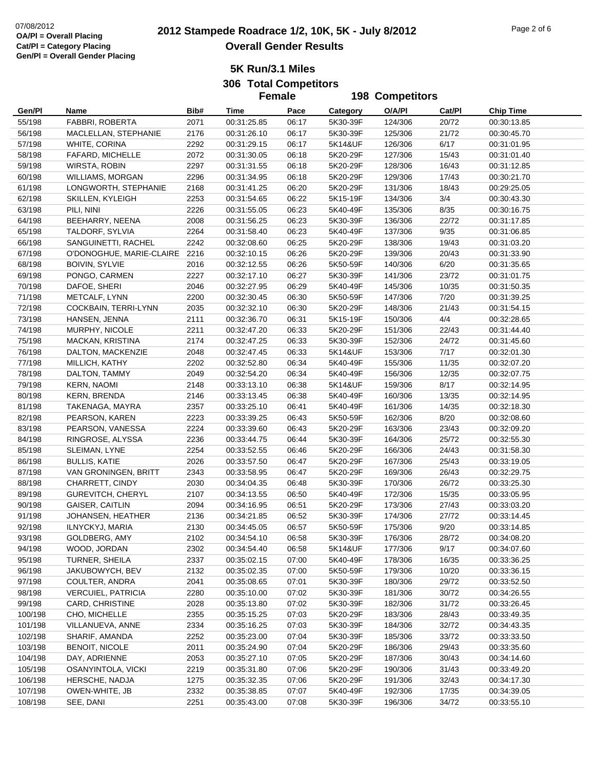07/08/2012
**OA/Pl = Overall Placing**
**Cat/Pl = Category Placing**
**Gen/Pl = Overall Gender Placing**

# 2012 Stampede Roadrace 1/2, 10K, 5K - July 8/2012

## Overall Gender Results

### 5K Run/3.1 Miles

**306 Total Competitors**

**Female 198 Competitors**

| Gen/Pl | Name | Bib# | Time | Pace | Category | O/A/Pl | Cat/Pl | Chip Time |
|---|---|---|---|---|---|---|---|---|
| 55/198 | FABBRI, ROBERTA | 2071 | 00:31:25.85 | 06:17 | 5K30-39F | 124/306 | 20/72 | 00:30:13.85 |
| 56/198 | MACLELLAN, STEPHANIE | 2176 | 00:31:26.10 | 06:17 | 5K30-39F | 125/306 | 21/72 | 00:30:45.70 |
| 57/198 | WHITE, CORINA | 2292 | 00:31:29.15 | 06:17 | 5K14&UF | 126/306 | 6/17 | 00:31:01.95 |
| 58/198 | FAFARD, MICHELLE | 2072 | 00:31:30.05 | 06:18 | 5K20-29F | 127/306 | 15/43 | 00:31:01.40 |
| 59/198 | WIRSTA, ROBIN | 2297 | 00:31:31.55 | 06:18 | 5K20-29F | 128/306 | 16/43 | 00:31:12.85 |
| 60/198 | WILLIAMS, MORGAN | 2296 | 00:31:34.95 | 06:18 | 5K20-29F | 129/306 | 17/43 | 00:30:21.70 |
| 61/198 | LONGWORTH, STEPHANIE | 2168 | 00:31:41.25 | 06:20 | 5K20-29F | 131/306 | 18/43 | 00:29:25.05 |
| 62/198 | SKILLEN, KYLEIGH | 2253 | 00:31:54.65 | 06:22 | 5K15-19F | 134/306 | 3/4 | 00:30:43.30 |
| 63/198 | PILI, NINI | 2226 | 00:31:55.05 | 06:23 | 5K40-49F | 135/306 | 8/35 | 00:30:16.75 |
| 64/198 | BEEHARRY, NEENA | 2008 | 00:31:56.25 | 06:23 | 5K30-39F | 136/306 | 22/72 | 00:31:17.85 |
| 65/198 | TALDORF, SYLVIA | 2264 | 00:31:58.40 | 06:23 | 5K40-49F | 137/306 | 9/35 | 00:31:06.85 |
| 66/198 | SANGUINETTI, RACHEL | 2242 | 00:32:08.60 | 06:25 | 5K20-29F | 138/306 | 19/43 | 00:31:03.20 |
| 67/198 | O'DONOGHUE, MARIE-CLAIRE | 2216 | 00:32:10.15 | 06:26 | 5K20-29F | 139/306 | 20/43 | 00:31:33.90 |
| 68/198 | BOIVIN, SYLVIE | 2016 | 00:32:12.55 | 06:26 | 5K50-59F | 140/306 | 6/20 | 00:31:35.65 |
| 69/198 | PONGO, CARMEN | 2227 | 00:32:17.10 | 06:27 | 5K30-39F | 141/306 | 23/72 | 00:31:01.75 |
| 70/198 | DAFOE, SHERI | 2046 | 00:32:27.95 | 06:29 | 5K40-49F | 145/306 | 10/35 | 00:31:50.35 |
| 71/198 | METCALF, LYNN | 2200 | 00:32:30.45 | 06:30 | 5K50-59F | 147/306 | 7/20 | 00:31:39.25 |
| 72/198 | COCKBAIN, TERRI-LYNN | 2035 | 00:32:32.10 | 06:30 | 5K20-29F | 148/306 | 21/43 | 00:31:54.15 |
| 73/198 | HANSEN, JENNA | 2111 | 00:32:36.70 | 06:31 | 5K15-19F | 150/306 | 4/4 | 00:32:28.65 |
| 74/198 | MURPHY, NICOLE | 2211 | 00:32:47.20 | 06:33 | 5K20-29F | 151/306 | 22/43 | 00:31:44.40 |
| 75/198 | MACKAN, KRISTINA | 2174 | 00:32:47.25 | 06:33 | 5K30-39F | 152/306 | 24/72 | 00:31:45.60 |
| 76/198 | DALTON, MACKENZIE | 2048 | 00:32:47.45 | 06:33 | 5K14&UF | 153/306 | 7/17 | 00:32:01.30 |
| 77/198 | MILLICH, KATHY | 2202 | 00:32:52.80 | 06:34 | 5K40-49F | 155/306 | 11/35 | 00:32:07.20 |
| 78/198 | DALTON, TAMMY | 2049 | 00:32:54.20 | 06:34 | 5K40-49F | 156/306 | 12/35 | 00:32:07.75 |
| 79/198 | KERN, NAOMI | 2148 | 00:33:13.10 | 06:38 | 5K14&UF | 159/306 | 8/17 | 00:32:14.95 |
| 80/198 | KERN, BRENDA | 2146 | 00:33:13.45 | 06:38 | 5K40-49F | 160/306 | 13/35 | 00:32:14.95 |
| 81/198 | TAKENAGA, MAYRA | 2357 | 00:33:25.10 | 06:41 | 5K40-49F | 161/306 | 14/35 | 00:32:18.30 |
| 82/198 | PEARSON, KAREN | 2223 | 00:33:39.25 | 06:43 | 5K50-59F | 162/306 | 8/20 | 00:32:08.60 |
| 83/198 | PEARSON, VANESSA | 2224 | 00:33:39.60 | 06:43 | 5K20-29F | 163/306 | 23/43 | 00:32:09.20 |
| 84/198 | RINGROSE, ALYSSA | 2236 | 00:33:44.75 | 06:44 | 5K30-39F | 164/306 | 25/72 | 00:32:55.30 |
| 85/198 | SLEIMAN, LYNE | 2254 | 00:33:52.55 | 06:46 | 5K20-29F | 166/306 | 24/43 | 00:31:58.30 |
| 86/198 | BULLIS, KATIE | 2026 | 00:33:57.50 | 06:47 | 5K20-29F | 167/306 | 25/43 | 00:33:19.05 |
| 87/198 | VAN GRONINGEN, BRITT | 2343 | 00:33:58.95 | 06:47 | 5K20-29F | 169/306 | 26/43 | 00:32:29.75 |
| 88/198 | CHARRETT, CINDY | 2030 | 00:34:04.35 | 06:48 | 5K30-39F | 170/306 | 26/72 | 00:33:25.30 |
| 89/198 | GUREVITCH, CHERYL | 2107 | 00:34:13.55 | 06:50 | 5K40-49F | 172/306 | 15/35 | 00:33:05.95 |
| 90/198 | GAISER, CAITLIN | 2094 | 00:34:16.95 | 06:51 | 5K20-29F | 173/306 | 27/43 | 00:33:03.20 |
| 91/198 | JOHANSEN, HEATHER | 2136 | 00:34:21.85 | 06:52 | 5K30-39F | 174/306 | 27/72 | 00:33:14.45 |
| 92/198 | ILNYCKYJ, MARIA | 2130 | 00:34:45.05 | 06:57 | 5K50-59F | 175/306 | 9/20 | 00:33:14.85 |
| 93/198 | GOLDBERG, AMY | 2102 | 00:34:54.10 | 06:58 | 5K30-39F | 176/306 | 28/72 | 00:34:08.20 |
| 94/198 | WOOD, JORDAN | 2302 | 00:34:54.40 | 06:58 | 5K14&UF | 177/306 | 9/17 | 00:34:07.60 |
| 95/198 | TURNER, SHEILA | 2337 | 00:35:02.15 | 07:00 | 5K40-49F | 178/306 | 16/35 | 00:33:36.25 |
| 96/198 | JAKUBOWYCH, BEV | 2132 | 00:35:02.35 | 07:00 | 5K50-59F | 179/306 | 10/20 | 00:33:36.15 |
| 97/198 | COULTER, ANDRA | 2041 | 00:35:08.65 | 07:01 | 5K30-39F | 180/306 | 29/72 | 00:33:52.50 |
| 98/198 | VERCUIEL, PATRICIA | 2280 | 00:35:10.00 | 07:02 | 5K30-39F | 181/306 | 30/72 | 00:34:26.55 |
| 99/198 | CARD, CHRISTINE | 2028 | 00:35:13.80 | 07:02 | 5K30-39F | 182/306 | 31/72 | 00:33:26.45 |
| 100/198 | CHO, MICHELLE | 2355 | 00:35:15.25 | 07:03 | 5K20-29F | 183/306 | 28/43 | 00:33:49.35 |
| 101/198 | VILLANUEVA, ANNE | 2334 | 00:35:16.25 | 07:03 | 5K30-39F | 184/306 | 32/72 | 00:34:43.35 |
| 102/198 | SHARIF, AMANDA | 2252 | 00:35:23.00 | 07:04 | 5K30-39F | 185/306 | 33/72 | 00:33:33.50 |
| 103/198 | BENOIT, NICOLE | 2011 | 00:35:24.90 | 07:04 | 5K20-29F | 186/306 | 29/43 | 00:33:35.60 |
| 104/198 | DAY, ADRIENNE | 2053 | 00:35:27.10 | 07:05 | 5K20-29F | 187/306 | 30/43 | 00:34:14.60 |
| 105/198 | OSANYINTOLA, VICKI | 2219 | 00:35:31.80 | 07:06 | 5K20-29F | 190/306 | 31/43 | 00:33:49.20 |
| 106/198 | HERSCHE, NADJA | 1275 | 00:35:32.35 | 07:06 | 5K20-29F | 191/306 | 32/43 | 00:34:17.30 |
| 107/198 | OWEN-WHITE, JB | 2332 | 00:35:38.85 | 07:07 | 5K40-49F | 192/306 | 17/35 | 00:34:39.05 |
| 108/198 | SEE, DANI | 2251 | 00:35:43.00 | 07:08 | 5K30-39F | 196/306 | 34/72 | 00:33:55.10 |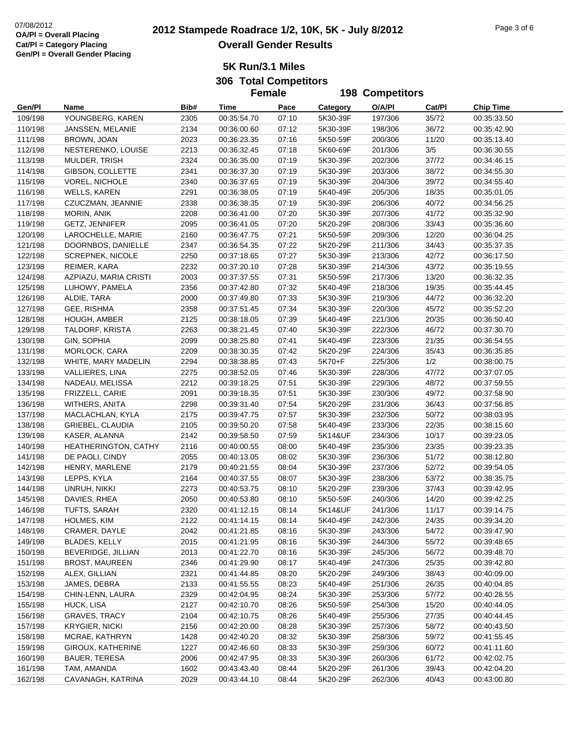# 2012 Stampede Roadrace 1/2, 10K, 5K - July 8/2012

## Overall Gender Results

07/08/2012
**OA/Pl = Overall Placing**
**Cat/Pl = Category Placing**
**Gen/Pl = Overall Gender Placing**

### 5K Run/3.1 Miles

**306 Total Competitors**

**Female** **198 Competitors**

| Gen/Pl | Name | Bib# | Time | Pace | Category | O/A/Pl | Cat/Pl | Chip Time |
|---|---|---|---|---|---|---|---|---|
| 109/198 | YOUNGBERG, KAREN | 2305 | 00:35:54.70 | 07:10 | 5K30-39F | 197/306 | 35/72 | 00:35:33.50 |
| 110/198 | JANSSEN, MELANIE | 2134 | 00:36:00.60 | 07:12 | 5K30-39F | 198/306 | 36/72 | 00:35:42.90 |
| 111/198 | BROWN, JOAN | 2023 | 00:36:23.35 | 07:16 | 5K50-59F | 200/306 | 11/20 | 00:35:13.40 |
| 112/198 | NESTERENKO, LOUISE | 2213 | 00:36:32.45 | 07:18 | 5K60-69F | 201/306 | 3/5 | 00:36:30.55 |
| 113/198 | MULDER, TRISH | 2324 | 00:36:35.00 | 07:19 | 5K30-39F | 202/306 | 37/72 | 00:34:46.15 |
| 114/198 | GIBSON, COLLETTE | 2341 | 00:36:37.30 | 07:19 | 5K30-39F | 203/306 | 38/72 | 00:34:55.30 |
| 115/198 | VOREL, NICHOLE | 2340 | 00:36:37.65 | 07:19 | 5K30-39F | 204/306 | 39/72 | 00:34:55.40 |
| 116/198 | WELLS, KAREN | 2291 | 00:36:38.05 | 07:19 | 5K40-49F | 205/306 | 18/35 | 00:35:01.05 |
| 117/198 | CZUCZMAN, JEANNIE | 2338 | 00:36:38.35 | 07:19 | 5K30-39F | 206/306 | 40/72 | 00:34:56.25 |
| 118/198 | MORIN, ANIK | 2208 | 00:36:41.00 | 07:20 | 5K30-39F | 207/306 | 41/72 | 00:35:32.90 |
| 119/198 | GETZ, JENNIFER | 2095 | 00:36:41.05 | 07:20 | 5K20-29F | 208/306 | 33/43 | 00:35:36.60 |
| 120/198 | LAROCHELLE, MARIE | 2160 | 00:36:47.75 | 07:21 | 5K50-59F | 209/306 | 12/20 | 00:36:04.25 |
| 121/198 | DOORNBOS, DANIELLE | 2347 | 00:36:54.35 | 07:22 | 5K20-29F | 211/306 | 34/43 | 00:35:37.35 |
| 122/198 | SCREPNEK, NICOLE | 2250 | 00:37:18.65 | 07:27 | 5K30-39F | 213/306 | 42/72 | 00:36:17.50 |
| 123/198 | REIMER, KARA | 2232 | 00:37:20.10 | 07:28 | 5K30-39F | 214/306 | 43/72 | 00:35:19.55 |
| 124/198 | AZPIAZU, MARIA CRISTI | 2003 | 00:37:37.55 | 07:31 | 5K50-59F | 217/306 | 13/20 | 00:36:32.35 |
| 125/198 | LUHOWY, PAMELA | 2356 | 00:37:42.80 | 07:32 | 5K40-49F | 218/306 | 19/35 | 00:35:44.45 |
| 126/198 | ALDIE, TARA | 2000 | 00:37:49.80 | 07:33 | 5K30-39F | 219/306 | 44/72 | 00:36:32.20 |
| 127/198 | GEE, RISHMA | 2358 | 00:37:51.45 | 07:34 | 5K30-39F | 220/306 | 45/72 | 00:35:52.20 |
| 128/198 | HOUGH, AMBER | 2125 | 00:38:18.05 | 07:39 | 5K40-49F | 221/306 | 20/35 | 00:36:50.40 |
| 129/198 | TALDORF, KRISTA | 2263 | 00:38:21.45 | 07:40 | 5K30-39F | 222/306 | 46/72 | 00:37:30.70 |
| 130/198 | GIN, SOPHIA | 2099 | 00:38:25.80 | 07:41 | 5K40-49F | 223/306 | 21/35 | 00:36:54.55 |
| 131/198 | MORLOCK, CARA | 2209 | 00:38:30.35 | 07:42 | 5K20-29F | 224/306 | 35/43 | 00:36:35.85 |
| 132/198 | WHITE, MARY MADELIN | 2294 | 00:38:38.85 | 07:43 | 5K70+F | 225/306 | 1/2 | 00:38:00.75 |
| 133/198 | VALLIERES, LINA | 2275 | 00:38:52.05 | 07:46 | 5K30-39F | 228/306 | 47/72 | 00:37:07.05 |
| 134/198 | NADEAU, MELISSA | 2212 | 00:39:18.25 | 07:51 | 5K30-39F | 229/306 | 48/72 | 00:37:59.55 |
| 135/198 | FRIZZELL, CARIE | 2091 | 00:39:18.35 | 07:51 | 5K30-39F | 230/306 | 49/72 | 00:37:58.90 |
| 136/198 | WITHERS, ANITA | 2298 | 00:39:31.40 | 07:54 | 5K20-29F | 231/306 | 36/43 | 00:37:56.85 |
| 137/198 | MACLACHLAN, KYLA | 2175 | 00:39:47.75 | 07:57 | 5K30-39F | 232/306 | 50/72 | 00:38:03.95 |
| 138/198 | GRIEBEL, CLAUDIA | 2105 | 00:39:50.20 | 07:58 | 5K40-49F | 233/306 | 22/35 | 00:38:15.60 |
| 139/198 | KASER, ALANNA | 2142 | 00:39:58.50 | 07:59 | 5K14&UF | 234/306 | 10/17 | 00:39:23.05 |
| 140/198 | HEATHERINGTON, CATHY | 2116 | 00:40:00.55 | 08:00 | 5K40-49F | 235/306 | 23/35 | 00:39:23.35 |
| 141/198 | DE PAOLI, CINDY | 2055 | 00:40:13.05 | 08:02 | 5K30-39F | 236/306 | 51/72 | 00:38:12.80 |
| 142/198 | HENRY, MARLENE | 2179 | 00:40:21.55 | 08:04 | 5K30-39F | 237/306 | 52/72 | 00:39:54.05 |
| 143/198 | LEPPS, KYLA | 2164 | 00:40:37.55 | 08:07 | 5K30-39F | 238/306 | 53/72 | 00:38:35.75 |
| 144/198 | UNRUH, NIKKI | 2273 | 00:40:53.75 | 08:10 | 5K20-29F | 239/306 | 37/43 | 00:39:42.95 |
| 145/198 | DAVIES, RHEA | 2050 | 00:40:53.80 | 08:10 | 5K50-59F | 240/306 | 14/20 | 00:39:42.25 |
| 146/198 | TUFTS, SARAH | 2320 | 00:41:12.15 | 08:14 | 5K14&UF | 241/306 | 11/17 | 00:39:14.75 |
| 147/198 | HOLMES, KIM | 2122 | 00:41:14.15 | 08:14 | 5K40-49F | 242/306 | 24/35 | 00:39:34.20 |
| 148/198 | CRAMER, DAYLE | 2042 | 00:41:21.85 | 08:16 | 5K30-39F | 243/306 | 54/72 | 00:39:47.90 |
| 149/198 | BLADES, KELLY | 2015 | 00:41:21.95 | 08:16 | 5K30-39F | 244/306 | 55/72 | 00:39:48.65 |
| 150/198 | BEVERIDGE, JILLIAN | 2013 | 00:41:22.70 | 08:16 | 5K30-39F | 245/306 | 56/72 | 00:39:48.70 |
| 151/198 | BROST, MAUREEN | 2346 | 00:41:29.90 | 08:17 | 5K40-49F | 247/306 | 25/35 | 00:39:42.80 |
| 152/198 | ALEX, GILLIAN | 2321 | 00:41:44.85 | 08:20 | 5K20-29F | 249/306 | 38/43 | 00:40:09.00 |
| 153/198 | JAMES, DEBRA | 2133 | 00:41:55.55 | 08:23 | 5K40-49F | 251/306 | 26/35 | 00:40:04.85 |
| 154/198 | CHIN-LENN, LAURA | 2329 | 00:42:04.95 | 08:24 | 5K30-39F | 253/306 | 57/72 | 00:40:28.55 |
| 155/198 | HUCK, LISA | 2127 | 00:42:10.70 | 08:26 | 5K50-59F | 254/306 | 15/20 | 00:40:44.05 |
| 156/198 | GRAVES, TRACY | 2104 | 00:42:10.75 | 08:26 | 5K40-49F | 255/306 | 27/35 | 00:40:44.45 |
| 157/198 | KRYGIER, NICKI | 2156 | 00:42:20.00 | 08:28 | 5K30-39F | 257/306 | 58/72 | 00:40:43.50 |
| 158/198 | MCRAE, KATHRYN | 1428 | 00:42:40.20 | 08:32 | 5K30-39F | 258/306 | 59/72 | 00:41:55.45 |
| 159/198 | GIROUX, KATHERINE | 1227 | 00:42:46.60 | 08:33 | 5K30-39F | 259/306 | 60/72 | 00:41:11.60 |
| 160/198 | BAUER, TERESA | 2006 | 00:42:47.95 | 08:33 | 5K30-39F | 260/306 | 61/72 | 00:42:02.75 |
| 161/198 | TAM, AMANDA | 1602 | 00:43:43.40 | 08:44 | 5K20-29F | 261/306 | 39/43 | 00:42:04.20 |
| 162/198 | CAVANAGH, KATRINA | 2029 | 00:43:44.10 | 08:44 | 5K20-29F | 262/306 | 40/43 | 00:43:00.80 |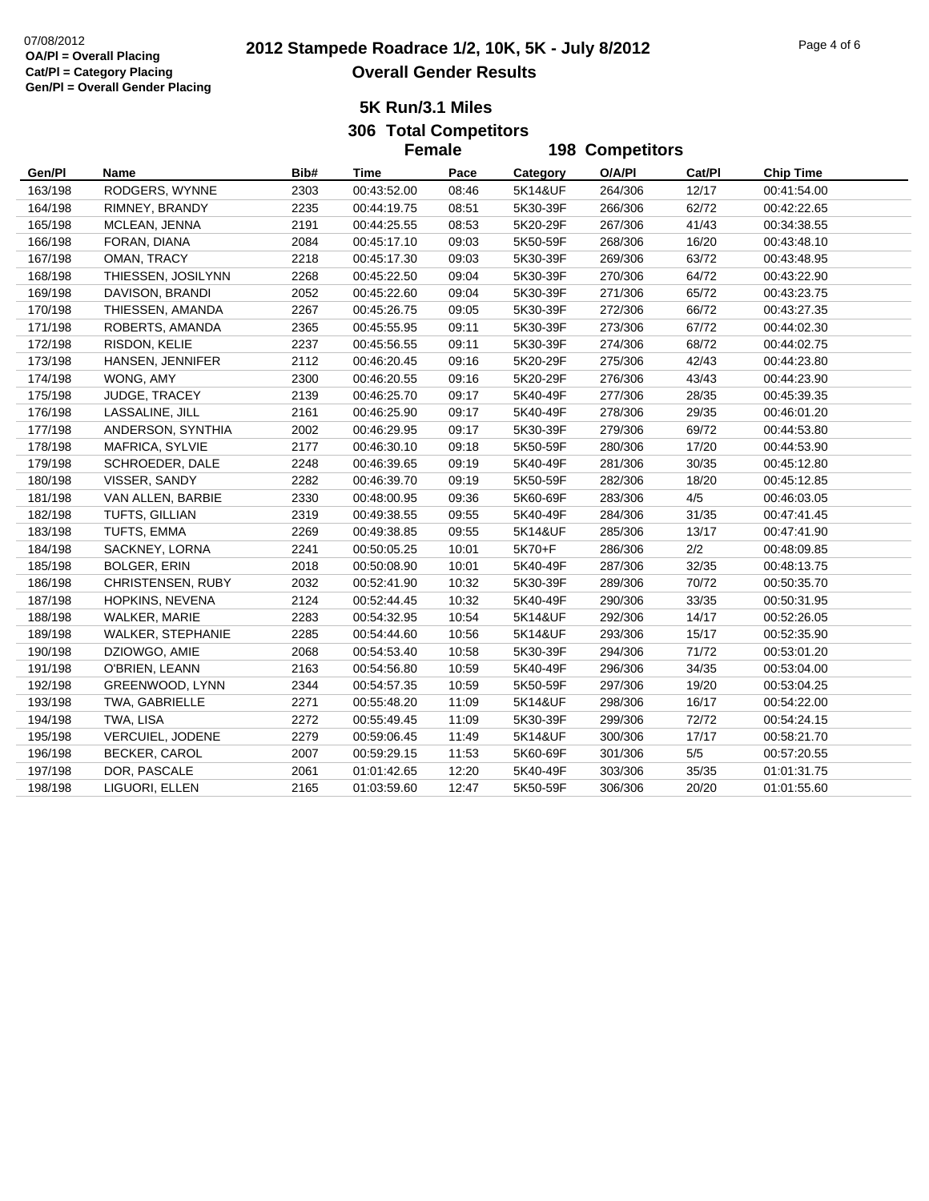# 2012 Stampede Roadrace 1/2, 10K, 5K - July 8/2012

## Overall Gender Results

07/08/2012
**OA/Pl = Overall Placing**
**Cat/Pl = Category Placing**
**Gen/Pl = Overall Gender Placing**

### 5K Run/3.1 Miles

### 306 Total Competitors

### Female 198 Competitors

| Gen/Pl | Name | Bib# | Time | Pace | Category | O/A/Pl | Cat/Pl | Chip Time |
|---|---|---|---|---|---|---|---|---|
| 163/198 | RODGERS, WYNNE | 2303 | 00:43:52.00 | 08:46 | 5K14&UF | 264/306 | 12/17 | 00:41:54.00 |
| 164/198 | RIMNEY, BRANDY | 2235 | 00:44:19.75 | 08:51 | 5K30-39F | 266/306 | 62/72 | 00:42:22.65 |
| 165/198 | MCLEAN, JENNA | 2191 | 00:44:25.55 | 08:53 | 5K20-29F | 267/306 | 41/43 | 00:34:38.55 |
| 166/198 | FORAN, DIANA | 2084 | 00:45:17.10 | 09:03 | 5K50-59F | 268/306 | 16/20 | 00:43:48.10 |
| 167/198 | OMAN, TRACY | 2218 | 00:45:17.30 | 09:03 | 5K30-39F | 269/306 | 63/72 | 00:43:48.95 |
| 168/198 | THIESSEN, JOSILYNN | 2268 | 00:45:22.50 | 09:04 | 5K30-39F | 270/306 | 64/72 | 00:43:22.90 |
| 169/198 | DAVISON, BRANDI | 2052 | 00:45:22.60 | 09:04 | 5K30-39F | 271/306 | 65/72 | 00:43:23.75 |
| 170/198 | THIESSEN, AMANDA | 2267 | 00:45:26.75 | 09:05 | 5K30-39F | 272/306 | 66/72 | 00:43:27.35 |
| 171/198 | ROBERTS, AMANDA | 2365 | 00:45:55.95 | 09:11 | 5K30-39F | 273/306 | 67/72 | 00:44:02.30 |
| 172/198 | RISDON, KELIE | 2237 | 00:45:56.55 | 09:11 | 5K30-39F | 274/306 | 68/72 | 00:44:02.75 |
| 173/198 | HANSEN, JENNIFER | 2112 | 00:46:20.45 | 09:16 | 5K20-29F | 275/306 | 42/43 | 00:44:23.80 |
| 174/198 | WONG, AMY | 2300 | 00:46:20.55 | 09:16 | 5K20-29F | 276/306 | 43/43 | 00:44:23.90 |
| 175/198 | JUDGE, TRACEY | 2139 | 00:46:25.70 | 09:17 | 5K40-49F | 277/306 | 28/35 | 00:45:39.35 |
| 176/198 | LASSALINE, JILL | 2161 | 00:46:25.90 | 09:17 | 5K40-49F | 278/306 | 29/35 | 00:46:01.20 |
| 177/198 | ANDERSON, SYNTHIA | 2002 | 00:46:29.95 | 09:17 | 5K30-39F | 279/306 | 69/72 | 00:44:53.80 |
| 178/198 | MAFRICA, SYLVIE | 2177 | 00:46:30.10 | 09:18 | 5K50-59F | 280/306 | 17/20 | 00:44:53.90 |
| 179/198 | SCHROEDER, DALE | 2248 | 00:46:39.65 | 09:19 | 5K40-49F | 281/306 | 30/35 | 00:45:12.80 |
| 180/198 | VISSER, SANDY | 2282 | 00:46:39.70 | 09:19 | 5K50-59F | 282/306 | 18/20 | 00:45:12.85 |
| 181/198 | VAN ALLEN, BARBIE | 2330 | 00:48:00.95 | 09:36 | 5K60-69F | 283/306 | 4/5 | 00:46:03.05 |
| 182/198 | TUFTS, GILLIAN | 2319 | 00:49:38.55 | 09:55 | 5K40-49F | 284/306 | 31/35 | 00:47:41.45 |
| 183/198 | TUFTS, EMMA | 2269 | 00:49:38.85 | 09:55 | 5K14&UF | 285/306 | 13/17 | 00:47:41.90 |
| 184/198 | SACKNEY, LORNA | 2241 | 00:50:05.25 | 10:01 | 5K70+F | 286/306 | 2/2 | 00:48:09.85 |
| 185/198 | BOLGER, ERIN | 2018 | 00:50:08.90 | 10:01 | 5K40-49F | 287/306 | 32/35 | 00:48:13.75 |
| 186/198 | CHRISTENSEN, RUBY | 2032 | 00:52:41.90 | 10:32 | 5K30-39F | 289/306 | 70/72 | 00:50:35.70 |
| 187/198 | HOPKINS, NEVENA | 2124 | 00:52:44.45 | 10:32 | 5K40-49F | 290/306 | 33/35 | 00:50:31.95 |
| 188/198 | WALKER, MARIE | 2283 | 00:54:32.95 | 10:54 | 5K14&UF | 292/306 | 14/17 | 00:52:26.05 |
| 189/198 | WALKER, STEPHANIE | 2285 | 00:54:44.60 | 10:56 | 5K14&UF | 293/306 | 15/17 | 00:52:35.90 |
| 190/198 | DZIOWGO, AMIE | 2068 | 00:54:53.40 | 10:58 | 5K30-39F | 294/306 | 71/72 | 00:53:01.20 |
| 191/198 | O'BRIEN, LEANN | 2163 | 00:54:56.80 | 10:59 | 5K40-49F | 296/306 | 34/35 | 00:53:04.00 |
| 192/198 | GREENWOOD, LYNN | 2344 | 00:54:57.35 | 10:59 | 5K50-59F | 297/306 | 19/20 | 00:53:04.25 |
| 193/198 | TWA, GABRIELLE | 2271 | 00:55:48.20 | 11:09 | 5K14&UF | 298/306 | 16/17 | 00:54:22.00 |
| 194/198 | TWA, LISA | 2272 | 00:55:49.45 | 11:09 | 5K30-39F | 299/306 | 72/72 | 00:54:24.15 |
| 195/198 | VERCUIEL, JODENE | 2279 | 00:59:06.45 | 11:49 | 5K14&UF | 300/306 | 17/17 | 00:58:21.70 |
| 196/198 | BECKER, CAROL | 2007 | 00:59:29.15 | 11:53 | 5K60-69F | 301/306 | 5/5 | 00:57:20.55 |
| 197/198 | DOR, PASCALE | 2061 | 01:01:42.65 | 12:20 | 5K40-49F | 303/306 | 35/35 | 01:01:31.75 |
| 198/198 | LIGUORI, ELLEN | 2165 | 01:03:59.60 | 12:47 | 5K50-59F | 306/306 | 20/20 | 01:01:55.60 |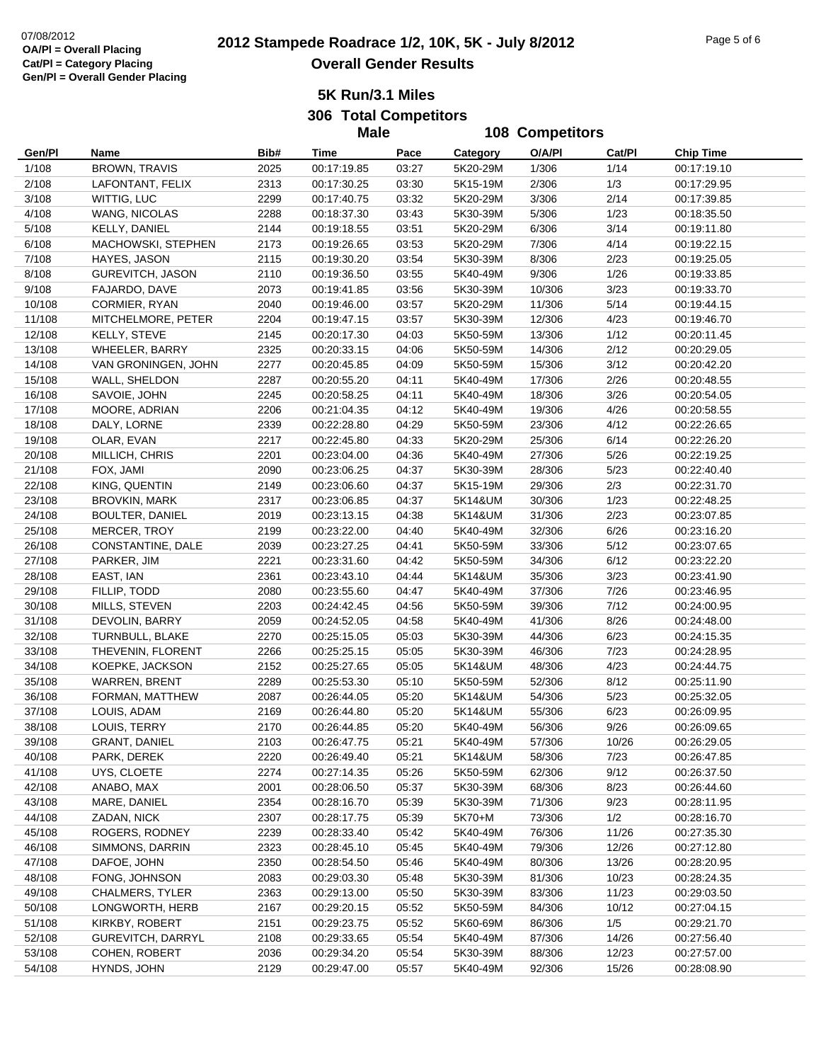07/08/2012
OA/Pl = Overall Placing
Cat/Pl = Category Placing
Gen/Pl = Overall Gender Placing

# 2012 Stampede Roadrace 1/2, 10K, 5K - July 8/2012

## Overall Gender Results

### 5K Run/3.1 Miles

### 306 Total Competitors

### Male — 108 Competitors

| Gen/Pl | Name | Bib# | Time | Pace | Category | O/A/Pl | Cat/Pl | Chip Time |
|---|---|---|---|---|---|---|---|---|
| 1/108 | BROWN, TRAVIS | 2025 | 00:17:19.85 | 03:27 | 5K20-29M | 1/306 | 1/14 | 00:17:19.10 |
| 2/108 | LAFONTANT, FELIX | 2313 | 00:17:30.25 | 03:30 | 5K15-19M | 2/306 | 1/3 | 00:17:29.95 |
| 3/108 | WITTIG, LUC | 2299 | 00:17:40.75 | 03:32 | 5K20-29M | 3/306 | 2/14 | 00:17:39.85 |
| 4/108 | WANG, NICOLAS | 2288 | 00:18:37.30 | 03:43 | 5K30-39M | 5/306 | 1/23 | 00:18:35.50 |
| 5/108 | KELLY, DANIEL | 2144 | 00:19:18.55 | 03:51 | 5K20-29M | 6/306 | 3/14 | 00:19:11.80 |
| 6/108 | MACHOWSKI, STEPHEN | 2173 | 00:19:26.65 | 03:53 | 5K20-29M | 7/306 | 4/14 | 00:19:22.15 |
| 7/108 | HAYES, JASON | 2115 | 00:19:30.20 | 03:54 | 5K30-39M | 8/306 | 2/23 | 00:19:25.05 |
| 8/108 | GUREVITCH, JASON | 2110 | 00:19:36.50 | 03:55 | 5K40-49M | 9/306 | 1/26 | 00:19:33.85 |
| 9/108 | FAJARDO, DAVE | 2073 | 00:19:41.85 | 03:56 | 5K30-39M | 10/306 | 3/23 | 00:19:33.70 |
| 10/108 | CORMIER, RYAN | 2040 | 00:19:46.00 | 03:57 | 5K20-29M | 11/306 | 5/14 | 00:19:44.15 |
| 11/108 | MITCHELMORE, PETER | 2204 | 00:19:47.15 | 03:57 | 5K30-39M | 12/306 | 4/23 | 00:19:46.70 |
| 12/108 | KELLY, STEVE | 2145 | 00:20:17.30 | 04:03 | 5K50-59M | 13/306 | 1/12 | 00:20:11.45 |
| 13/108 | WHEELER, BARRY | 2325 | 00:20:33.15 | 04:06 | 5K50-59M | 14/306 | 2/12 | 00:20:29.05 |
| 14/108 | VAN GRONINGEN, JOHN | 2277 | 00:20:45.85 | 04:09 | 5K50-59M | 15/306 | 3/12 | 00:20:42.20 |
| 15/108 | WALL, SHELDON | 2287 | 00:20:55.20 | 04:11 | 5K40-49M | 17/306 | 2/26 | 00:20:48.55 |
| 16/108 | SAVOIE, JOHN | 2245 | 00:20:58.25 | 04:11 | 5K40-49M | 18/306 | 3/26 | 00:20:54.05 |
| 17/108 | MOORE, ADRIAN | 2206 | 00:21:04.35 | 04:12 | 5K40-49M | 19/306 | 4/26 | 00:20:58.55 |
| 18/108 | DALY, LORNE | 2339 | 00:22:28.80 | 04:29 | 5K50-59M | 23/306 | 4/12 | 00:22:26.65 |
| 19/108 | OLAR, EVAN | 2217 | 00:22:45.80 | 04:33 | 5K20-29M | 25/306 | 6/14 | 00:22:26.20 |
| 20/108 | MILLICH, CHRIS | 2201 | 00:23:04.00 | 04:36 | 5K40-49M | 27/306 | 5/26 | 00:22:19.25 |
| 21/108 | FOX, JAMI | 2090 | 00:23:06.25 | 04:37 | 5K30-39M | 28/306 | 5/23 | 00:22:40.40 |
| 22/108 | KING, QUENTIN | 2149 | 00:23:06.60 | 04:37 | 5K15-19M | 29/306 | 2/3 | 00:22:31.70 |
| 23/108 | BROVKIN, MARK | 2317 | 00:23:06.85 | 04:37 | 5K14&UM | 30/306 | 1/23 | 00:22:48.25 |
| 24/108 | BOULTER, DANIEL | 2019 | 00:23:13.15 | 04:38 | 5K14&UM | 31/306 | 2/23 | 00:23:07.85 |
| 25/108 | MERCER, TROY | 2199 | 00:23:22.00 | 04:40 | 5K40-49M | 32/306 | 6/26 | 00:23:16.20 |
| 26/108 | CONSTANTINE, DALE | 2039 | 00:23:27.25 | 04:41 | 5K50-59M | 33/306 | 5/12 | 00:23:07.65 |
| 27/108 | PARKER, JIM | 2221 | 00:23:31.60 | 04:42 | 5K50-59M | 34/306 | 6/12 | 00:23:22.20 |
| 28/108 | EAST, IAN | 2361 | 00:23:43.10 | 04:44 | 5K14&UM | 35/306 | 3/23 | 00:23:41.90 |
| 29/108 | FILLIP, TODD | 2080 | 00:23:55.60 | 04:47 | 5K40-49M | 37/306 | 7/26 | 00:23:46.95 |
| 30/108 | MILLS, STEVEN | 2203 | 00:24:42.45 | 04:56 | 5K50-59M | 39/306 | 7/12 | 00:24:00.95 |
| 31/108 | DEVOLIN, BARRY | 2059 | 00:24:52.05 | 04:58 | 5K40-49M | 41/306 | 8/26 | 00:24:48.00 |
| 32/108 | TURNBULL, BLAKE | 2270 | 00:25:15.05 | 05:03 | 5K30-39M | 44/306 | 6/23 | 00:24:15.35 |
| 33/108 | THEVENIN, FLORENT | 2266 | 00:25:25.15 | 05:05 | 5K30-39M | 46/306 | 7/23 | 00:24:28.95 |
| 34/108 | KOEPKE, JACKSON | 2152 | 00:25:27.65 | 05:05 | 5K14&UM | 48/306 | 4/23 | 00:24:44.75 |
| 35/108 | WARREN, BRENT | 2289 | 00:25:53.30 | 05:10 | 5K50-59M | 52/306 | 8/12 | 00:25:11.90 |
| 36/108 | FORMAN, MATTHEW | 2087 | 00:26:44.05 | 05:20 | 5K14&UM | 54/306 | 5/23 | 00:25:32.05 |
| 37/108 | LOUIS, ADAM | 2169 | 00:26:44.80 | 05:20 | 5K14&UM | 55/306 | 6/23 | 00:26:09.95 |
| 38/108 | LOUIS, TERRY | 2170 | 00:26:44.85 | 05:20 | 5K40-49M | 56/306 | 9/26 | 00:26:09.65 |
| 39/108 | GRANT, DANIEL | 2103 | 00:26:47.75 | 05:21 | 5K40-49M | 57/306 | 10/26 | 00:26:29.05 |
| 40/108 | PARK, DEREK | 2220 | 00:26:49.40 | 05:21 | 5K14&UM | 58/306 | 7/23 | 00:26:47.85 |
| 41/108 | UYS, CLOETE | 2274 | 00:27:14.35 | 05:26 | 5K50-59M | 62/306 | 9/12 | 00:26:37.50 |
| 42/108 | ANABO, MAX | 2001 | 00:28:06.50 | 05:37 | 5K30-39M | 68/306 | 8/23 | 00:26:44.60 |
| 43/108 | MARE, DANIEL | 2354 | 00:28:16.70 | 05:39 | 5K30-39M | 71/306 | 9/23 | 00:28:11.95 |
| 44/108 | ZADAN, NICK | 2307 | 00:28:17.75 | 05:39 | 5K70+M | 73/306 | 1/2 | 00:28:16.70 |
| 45/108 | ROGERS, RODNEY | 2239 | 00:28:33.40 | 05:42 | 5K40-49M | 76/306 | 11/26 | 00:27:35.30 |
| 46/108 | SIMMONS, DARRIN | 2323 | 00:28:45.10 | 05:45 | 5K40-49M | 79/306 | 12/26 | 00:27:12.80 |
| 47/108 | DAFOE, JOHN | 2350 | 00:28:54.50 | 05:46 | 5K40-49M | 80/306 | 13/26 | 00:28:20.95 |
| 48/108 | FONG, JOHNSON | 2083 | 00:29:03.30 | 05:48 | 5K30-39M | 81/306 | 10/23 | 00:28:24.35 |
| 49/108 | CHALMERS, TYLER | 2363 | 00:29:13.00 | 05:50 | 5K30-39M | 83/306 | 11/23 | 00:29:03.50 |
| 50/108 | LONGWORTH, HERB | 2167 | 00:29:20.15 | 05:52 | 5K50-59M | 84/306 | 10/12 | 00:27:04.15 |
| 51/108 | KIRKBY, ROBERT | 2151 | 00:29:23.75 | 05:52 | 5K60-69M | 86/306 | 1/5 | 00:29:21.70 |
| 52/108 | GUREVITCH, DARRYL | 2108 | 00:29:33.65 | 05:54 | 5K40-49M | 87/306 | 14/26 | 00:27:56.40 |
| 53/108 | COHEN, ROBERT | 2036 | 00:29:34.20 | 05:54 | 5K30-39M | 88/306 | 12/23 | 00:27:57.00 |
| 54/108 | HYNDS, JOHN | 2129 | 00:29:47.00 | 05:57 | 5K40-49M | 92/306 | 15/26 | 00:28:08.90 |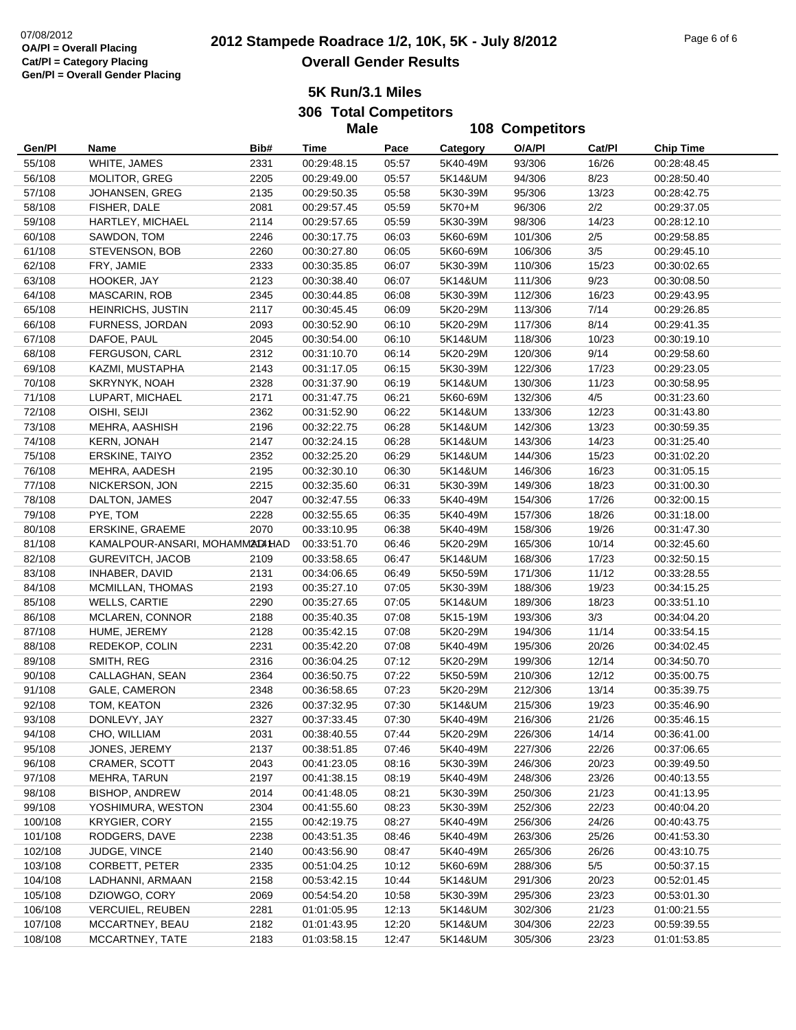# 2012 Stampede Roadrace 1/2, 10K, 5K - July 8/2012

## Overall Gender Results

07/08/2012
OA/Pl = Overall Placing
Cat/Pl = Category Placing
Gen/Pl = Overall Gender Placing

### 5K Run/3.1 Miles

**306 Total Competitors**

**Male — 108 Competitors**

| Gen/Pl | Name | Bib# | Time | Pace | Category | O/A/Pl | Cat/Pl | Chip Time |
|---|---|---|---|---|---|---|---|---|
| 55/108 | WHITE, JAMES | 2331 | 00:29:48.15 | 05:57 | 5K40-49M | 93/306 | 16/26 | 00:28:48.45 |
| 56/108 | MOLITOR, GREG | 2205 | 00:29:49.00 | 05:57 | 5K14&UM | 94/306 | 8/23 | 00:28:50.40 |
| 57/108 | JOHANSEN, GREG | 2135 | 00:29:50.35 | 05:58 | 5K30-39M | 95/306 | 13/23 | 00:28:42.75 |
| 58/108 | FISHER, DALE | 2081 | 00:29:57.45 | 05:59 | 5K70+M | 96/306 | 2/2 | 00:29:37.05 |
| 59/108 | HARTLEY, MICHAEL | 2114 | 00:29:57.65 | 05:59 | 5K30-39M | 98/306 | 14/23 | 00:28:12.10 |
| 60/108 | SAWDON, TOM | 2246 | 00:30:17.75 | 06:03 | 5K60-69M | 101/306 | 2/5 | 00:29:58.85 |
| 61/108 | STEVENSON, BOB | 2260 | 00:30:27.80 | 06:05 | 5K60-69M | 106/306 | 3/5 | 00:29:45.10 |
| 62/108 | FRY, JAMIE | 2333 | 00:30:35.85 | 06:07 | 5K30-39M | 110/306 | 15/23 | 00:30:02.65 |
| 63/108 | HOOKER, JAY | 2123 | 00:30:38.40 | 06:07 | 5K14&UM | 111/306 | 9/23 | 00:30:08.50 |
| 64/108 | MASCARIN, ROB | 2345 | 00:30:44.85 | 06:08 | 5K30-39M | 112/306 | 16/23 | 00:29:43.95 |
| 65/108 | HEINRICHS, JUSTIN | 2117 | 00:30:45.45 | 06:09 | 5K20-29M | 113/306 | 7/14 | 00:29:26.85 |
| 66/108 | FURNESS, JORDAN | 2093 | 00:30:52.90 | 06:10 | 5K20-29M | 117/306 | 8/14 | 00:29:41.35 |
| 67/108 | DAFOE, PAUL | 2045 | 00:30:54.00 | 06:10 | 5K14&UM | 118/306 | 10/23 | 00:30:19.10 |
| 68/108 | FERGUSON, CARL | 2312 | 00:31:10.70 | 06:14 | 5K20-29M | 120/306 | 9/14 | 00:29:58.60 |
| 69/108 | KAZMI, MUSTAPHA | 2143 | 00:31:17.05 | 06:15 | 5K30-39M | 122/306 | 17/23 | 00:29:23.05 |
| 70/108 | SKRYNYK, NOAH | 2328 | 00:31:37.90 | 06:19 | 5K14&UM | 130/306 | 11/23 | 00:30:58.95 |
| 71/108 | LUPART, MICHAEL | 2171 | 00:31:47.75 | 06:21 | 5K60-69M | 132/306 | 4/5 | 00:31:23.60 |
| 72/108 | OISHI, SEIJI | 2362 | 00:31:52.90 | 06:22 | 5K14&UM | 133/306 | 12/23 | 00:31:43.80 |
| 73/108 | MEHRA, AASHISH | 2196 | 00:32:22.75 | 06:28 | 5K14&UM | 142/306 | 13/23 | 00:30:59.35 |
| 74/108 | KERN, JONAH | 2147 | 00:32:24.15 | 06:28 | 5K14&UM | 143/306 | 14/23 | 00:31:25.40 |
| 75/108 | ERSKINE, TAIYO | 2352 | 00:32:25.20 | 06:29 | 5K14&UM | 144/306 | 15/23 | 00:31:02.20 |
| 76/108 | MEHRA, AADESH | 2195 | 00:32:30.10 | 06:30 | 5K14&UM | 146/306 | 16/23 | 00:31:05.15 |
| 77/108 | NICKERSON, JON | 2215 | 00:32:35.60 | 06:31 | 5K30-39M | 149/306 | 18/23 | 00:31:00.30 |
| 78/108 | DALTON, JAMES | 2047 | 00:32:47.55 | 06:33 | 5K40-49M | 154/306 | 17/26 | 00:32:00.15 |
| 79/108 | PYE, TOM | 2228 | 00:32:55.65 | 06:35 | 5K40-49M | 157/306 | 18/26 | 00:31:18.00 |
| 80/108 | ERSKINE, GRAEME | 2070 | 00:33:10.95 | 06:38 | 5K40-49M | 158/306 | 19/26 | 00:31:47.30 |
| 81/108 | KALAMPOUR-ANSARI, MOHAMMAD HAD | 2141 | 00:33:51.70 | 06:46 | 5K20-29M | 165/306 | 10/14 | 00:32:45.60 |
| 82/108 | GUREVITCH, JACOB | 2109 | 00:33:58.65 | 06:47 | 5K14&UM | 168/306 | 17/23 | 00:32:50.15 |
| 83/108 | INHABER, DAVID | 2131 | 00:34:06.65 | 06:49 | 5K50-59M | 171/306 | 11/12 | 00:33:28.55 |
| 84/108 | MCMILLAN, THOMAS | 2193 | 00:35:27.10 | 07:05 | 5K30-39M | 188/306 | 19/23 | 00:34:15.25 |
| 85/108 | WELLS, CARTIE | 2290 | 00:35:27.65 | 07:05 | 5K14&UM | 189/306 | 18/23 | 00:33:51.10 |
| 86/108 | MCLAREN, CONNOR | 2188 | 00:35:40.35 | 07:08 | 5K15-19M | 193/306 | 3/3 | 00:34:04.20 |
| 87/108 | HUME, JEREMY | 2128 | 00:35:42.15 | 07:08 | 5K20-29M | 194/306 | 11/14 | 00:33:54.15 |
| 88/108 | REDEKOP, COLIN | 2231 | 00:35:42.20 | 07:08 | 5K40-49M | 195/306 | 20/26 | 00:34:02.45 |
| 89/108 | SMITH, REG | 2316 | 00:36:04.25 | 07:12 | 5K20-29M | 199/306 | 12/14 | 00:34:50.70 |
| 90/108 | CALLAGHAN, SEAN | 2364 | 00:36:50.75 | 07:22 | 5K50-59M | 210/306 | 12/12 | 00:35:00.75 |
| 91/108 | GALE, CAMERON | 2348 | 00:36:58.65 | 07:23 | 5K20-29M | 212/306 | 13/14 | 00:35:39.75 |
| 92/108 | TOM, KEATON | 2326 | 00:37:32.95 | 07:30 | 5K14&UM | 215/306 | 19/23 | 00:35:46.90 |
| 93/108 | DONLEVY, JAY | 2327 | 00:37:33.45 | 07:30 | 5K40-49M | 216/306 | 21/26 | 00:35:46.15 |
| 94/108 | CHO, WILLIAM | 2031 | 00:38:40.55 | 07:44 | 5K20-29M | 226/306 | 14/14 | 00:36:41.00 |
| 95/108 | JONES, JEREMY | 2137 | 00:38:51.85 | 07:46 | 5K40-49M | 227/306 | 22/26 | 00:37:06.65 |
| 96/108 | CRAMER, SCOTT | 2043 | 00:41:23.05 | 08:16 | 5K30-39M | 246/306 | 20/23 | 00:39:49.50 |
| 97/108 | MEHRA, TARUN | 2197 | 00:41:38.15 | 08:19 | 5K40-49M | 248/306 | 23/26 | 00:40:13.55 |
| 98/108 | BISHOP, ANDREW | 2014 | 00:41:48.05 | 08:21 | 5K30-39M | 250/306 | 21/23 | 00:41:13.95 |
| 99/108 | YOSHIMURA, WESTON | 2304 | 00:41:55.60 | 08:23 | 5K30-39M | 252/306 | 22/23 | 00:40:04.20 |
| 100/108 | KRYGIER, CORY | 2155 | 00:42:19.75 | 08:27 | 5K40-49M | 256/306 | 24/26 | 00:40:43.75 |
| 101/108 | RODGERS, DAVE | 2238 | 00:43:51.35 | 08:46 | 5K40-49M | 263/306 | 25/26 | 00:41:53.30 |
| 102/108 | JUDGE, VINCE | 2140 | 00:43:56.90 | 08:47 | 5K40-49M | 265/306 | 26/26 | 00:43:10.75 |
| 103/108 | CORBETT, PETER | 2335 | 00:51:04.25 | 10:12 | 5K60-69M | 288/306 | 5/5 | 00:50:37.15 |
| 104/108 | LADHANNI, ARMAAN | 2158 | 00:53:42.15 | 10:44 | 5K14&UM | 291/306 | 20/23 | 00:52:01.45 |
| 105/108 | DZIOWGO, CORY | 2069 | 00:54:54.20 | 10:58 | 5K30-39M | 295/306 | 23/23 | 00:53:01.30 |
| 106/108 | VERCUIEL, REUBEN | 2281 | 01:01:05.95 | 12:13 | 5K14&UM | 302/306 | 21/23 | 01:00:21.55 |
| 107/108 | MCCARTNEY, BEAU | 2182 | 01:01:43.95 | 12:20 | 5K14&UM | 304/306 | 22/23 | 00:59:39.55 |
| 108/108 | MCCARTNEY, TATE | 2183 | 01:03:58.15 | 12:47 | 5K14&UM | 305/306 | 23/23 | 01:01:53.85 |